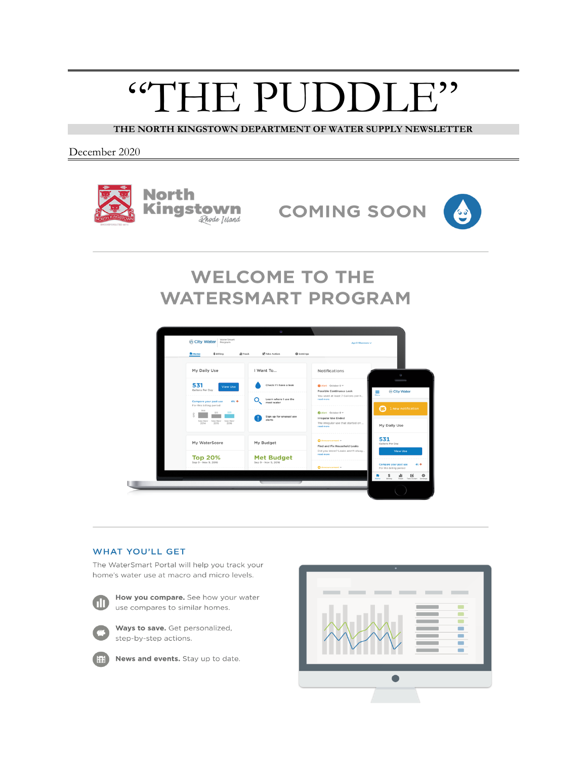# "THE PUDDLE"

**THE NORTH KINGSTOWN DEPARTMENT OF WATER SUPPLY NEWSLETTER**

December 2020

North Kingstown *Rhode Island*

COMING SOON

## WELCOME TO THE WATERSMART PROGRAM

### WHAT YOU'LL GET

The WaterSmart Portal will help you track your home's water use at macro and micro levels.

**How you compare.** See how your water use compares to similar homes.

**Ways to save.** Get personalized, step-by-step actions.

**News and events.** Stay up to date.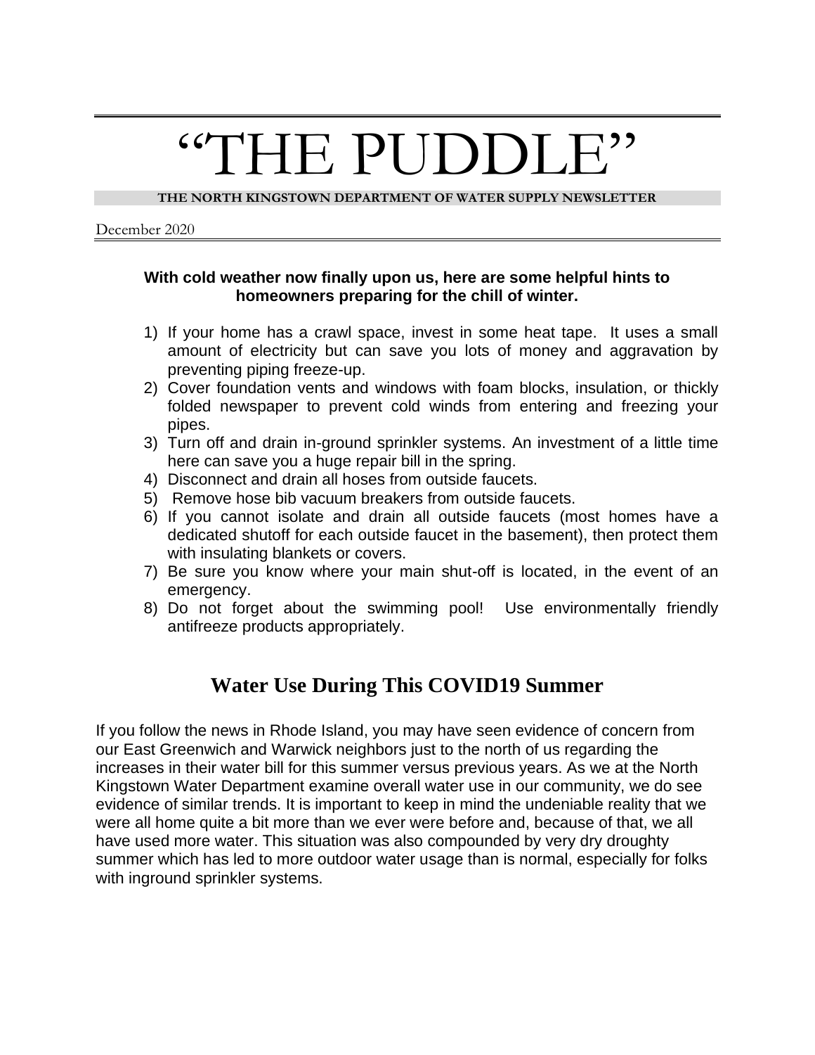# "THE PUDDLE"

**THE NORTH KINGSTOWN DEPARTMENT OF WATER SUPPLY NEWSLETTER**

December 2020

**With cold weather now finally upon us, here are some helpful hints to homeowners preparing for the chill of winter.**

1) If your home has a crawl space, invest in some heat tape. It uses a small amount of electricity but can save you lots of money and aggravation by preventing piping freeze-up.
2) Cover foundation vents and windows with foam blocks, insulation, or thickly folded newspaper to prevent cold winds from entering and freezing your pipes.
3) Turn off and drain in-ground sprinkler systems. An investment of a little time here can save you a huge repair bill in the spring.
4) Disconnect and drain all hoses from outside faucets.
5) Remove hose bib vacuum breakers from outside faucets.
6) If you cannot isolate and drain all outside faucets (most homes have a dedicated shutoff for each outside faucet in the basement), then protect them with insulating blankets or covers.
7) Be sure you know where your main shut-off is located, in the event of an emergency.
8) Do not forget about the swimming pool! Use environmentally friendly antifreeze products appropriately.

## Water Use During This COVID19 Summer

If you follow the news in Rhode Island, you may have seen evidence of concern from our East Greenwich and Warwick neighbors just to the north of us regarding the increases in their water bill for this summer versus previous years. As we at the North Kingstown Water Department examine overall water use in our community, we do see evidence of similar trends. It is important to keep in mind the undeniable reality that we were all home quite a bit more than we ever were before and, because of that, we all have used more water. This situation was also compounded by very dry droughty summer which has led to more outdoor water usage than is normal, especially for folks with inground sprinkler systems.